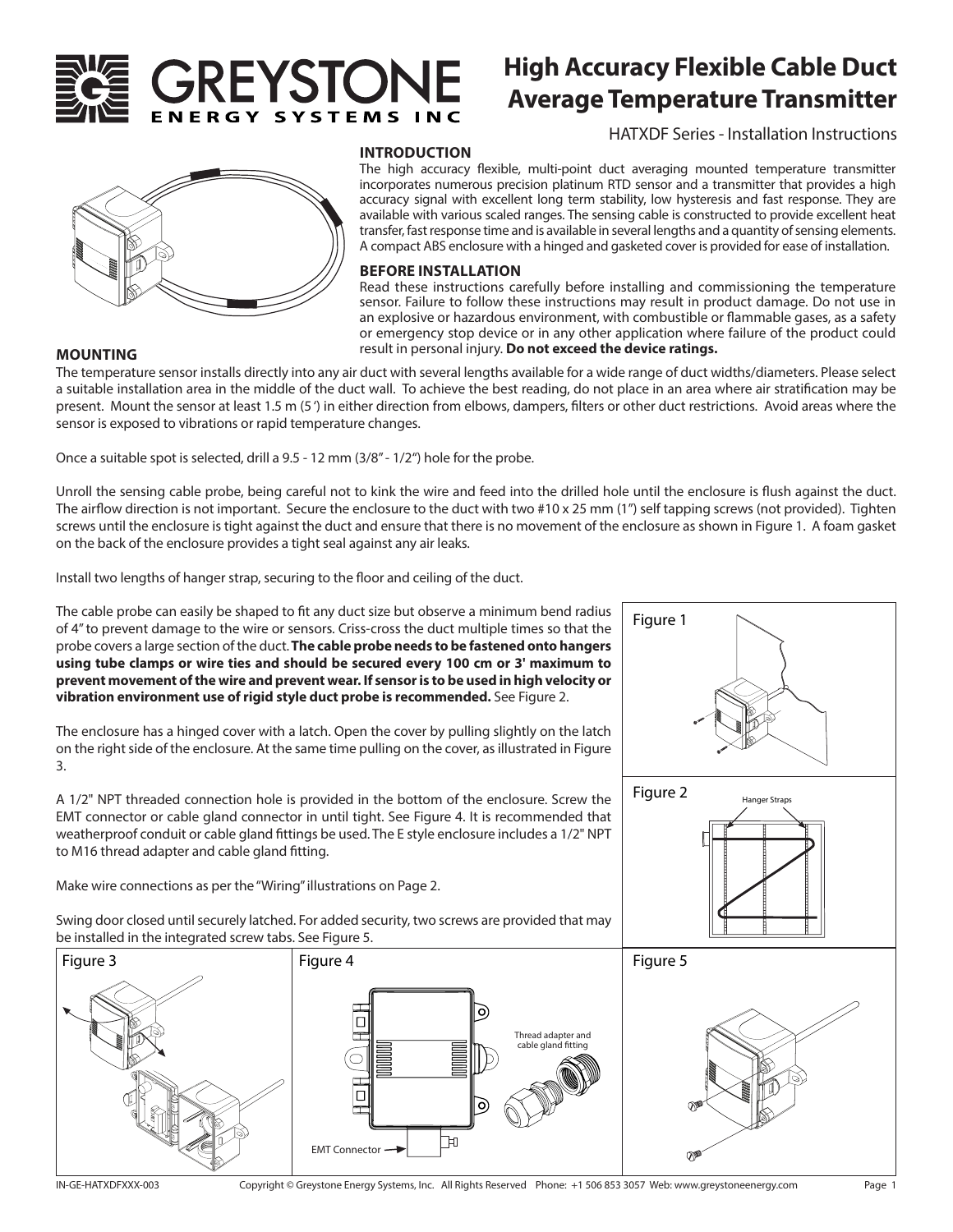# High Accuracy Flexible Cable Duct Average Temperature Transmitter

HATXDF Series - Installation Instructions

## INTRODUCTION

The high accuracy flexible, multi-point duct averaging mounted temperature transmitter incorporates numerous precision platinum RTD sensor and a transmitter that provides a high accuracy signal with excellent long term stability, low hysteresis and fast response. They are available with various scaled ranges. The sensing cable is constructed to provide excellent heat transfer, fast response time and is available in several lengths and a quantity of sensing elements. A compact ABS enclosure with a hinged and gasketed cover is provided for ease of installation.

## BEFORE INSTALLATION

Read these instructions carefully before installing and commissioning the temperature sensor. Failure to follow these instructions may result in product damage. Do not use in an explosive or hazardous environment, with combustible or flammable gases, as a safety or emergency stop device or in any other application where failure of the product could result in personal injury. **Do not exceed the device ratings.**

## MOUNTING

The temperature sensor installs directly into any air duct with several lengths available for a wide range of duct widths/diameters. Please select a suitable installation area in the middle of the duct wall. To achieve the best reading, do not place in an area where air stratification may be present. Mount the sensor at least 1.5 m (5') in either direction from elbows, dampers, filters or other duct restrictions. Avoid areas where the sensor is exposed to vibrations or rapid temperature changes.

Once a suitable spot is selected, drill a 9.5 - 12 mm (3/8" - 1/2") hole for the probe.

Unroll the sensing cable probe, being careful not to kink the wire and feed into the drilled hole until the enclosure is flush against the duct. The airflow direction is not important. Secure the enclosure to the duct with two #10 x 25 mm (1") self tapping screws (not provided). Tighten screws until the enclosure is tight against the duct and ensure that there is no movement of the enclosure as shown in Figure 1. A foam gasket on the back of the enclosure provides a tight seal against any air leaks.

Install two lengths of hanger strap, securing to the floor and ceiling of the duct.

The cable probe can easily be shaped to fit any duct size but observe a minimum bend radius of 4" to prevent damage to the wire or sensors. Criss-cross the duct multiple times so that the probe covers a large section of the duct. **The cable probe needs to be fastened onto hangers using tube clamps or wire ties and should be secured every 100 cm or 3' maximum to prevent movement of the wire and prevent wear. If sensor is to be used in high velocity or vibration environment use of rigid style duct probe is recommended.** See Figure 2.

The enclosure has a hinged cover with a latch. Open the cover by pulling slightly on the latch on the right side of the enclosure. At the same time pulling on the cover, as illustrated in Figure 3.

A 1/2" NPT threaded connection hole is provided in the bottom of the enclosure. Screw the EMT connector or cable gland connector in until tight. See Figure 4. It is recommended that weatherproof conduit or cable gland fittings be used. The E style enclosure includes a 1/2" NPT to M16 thread adapter and cable gland fitting.

Make wire connections as per the "Wiring" illustrations on Page 2.

Swing door closed until securely latched. For added security, two screws are provided that may be installed in the integrated screw tabs. See Figure 5.

Figure 1

Figure 2

Hanger Straps

Figure 3

Figure 4

Thread adapter and cable gland fitting

EMT Connector

Figure 5

IN-GE-HATXDFXXX-003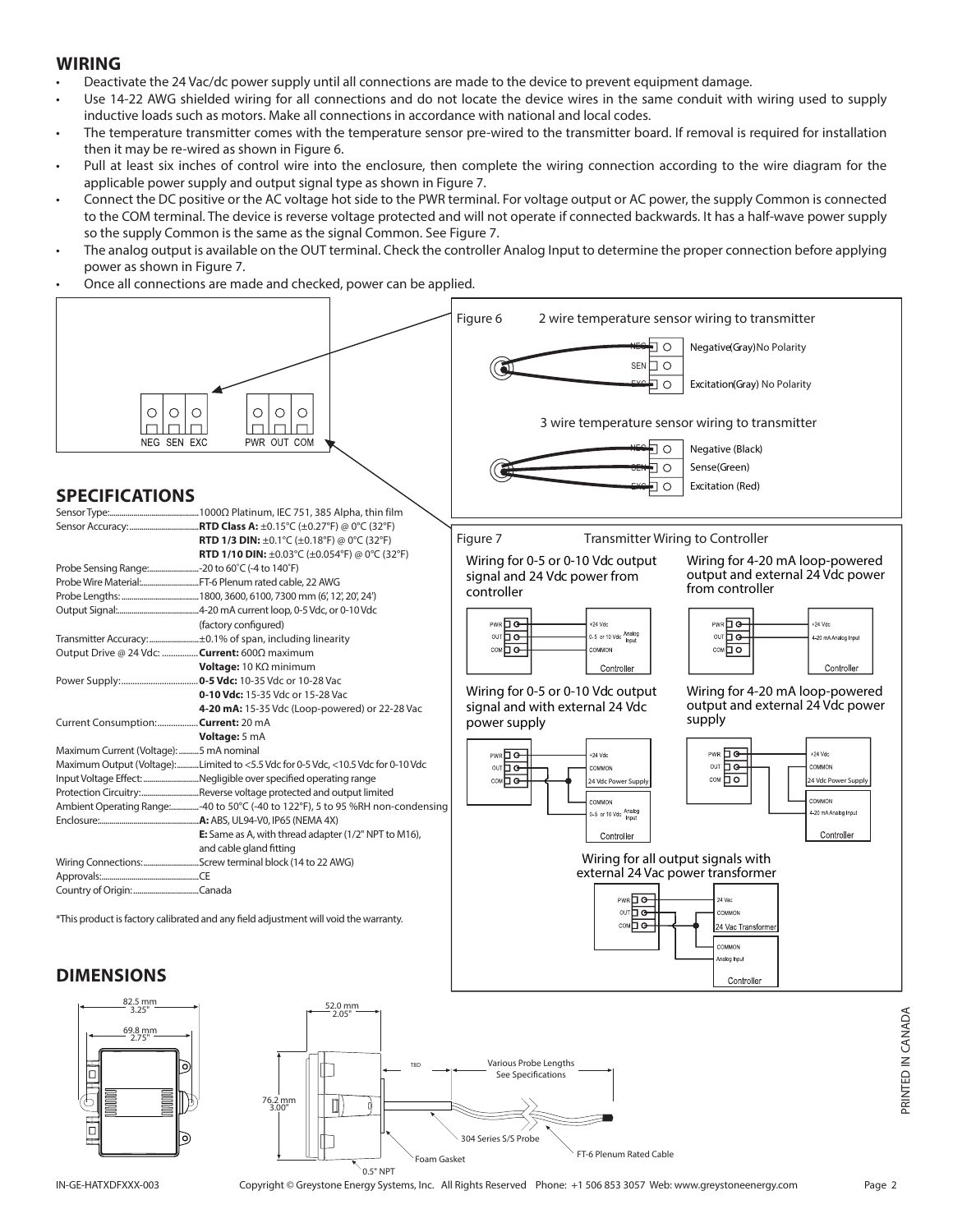## WIRING

- Deactivate the 24 Vac/dc power supply until all connections are made to the device to prevent equipment damage.
- Use 14-22 AWG shielded wiring for all connections and do not locate the device wires in the same conduit with wiring used to supply inductive loads such as motors. Make all connections in accordance with national and local codes.
- The temperature transmitter comes with the temperature sensor pre-wired to the transmitter board. If removal is required for installation then it may be re-wired as shown in Figure 6.
- Pull at least six inches of control wire into the enclosure, then complete the wiring connection according to the wire diagram for the applicable power supply and output signal type as shown in Figure 7.
- Connect the DC positive or the AC voltage hot side to the PWR terminal. For voltage output or AC power, the supply Common is connected to the COM terminal. The device is reverse voltage protected and will not operate if connected backwards. It has a half-wave power supply so the supply Common is the same as the signal Common. See Figure 7.
- The analog output is available on the OUT terminal. Check the controller Analog Input to determine the proper connection before applying power as shown in Figure 7.
- Once all connections are made and checked, power can be applied.

NEG SEN EXC PWR OUT COM

Figure 6 2 wire temperature sensor wiring to transmitter

NEG SEN EXC
Negative(Gray) No Polarity
Excitation(Gray) No Polarity

3 wire temperature sensor wiring to transmitter

NEG SEN EXC
Negative (Black)
Sense(Green)
Excitation (Red)

Figure 7 Transmitter Wiring to Controller

Wiring for 0-5 or 0-10 Vdc output signal and 24 Vdc power from controller

PWR OUT COM
+24 Vdc
0-5 or 10 Vdc Analog Input
COMMON
Controller

Wiring for 4-20 mA loop-powered output and external 24 Vdc power from controller

PWR OUT COM
+24 Vdc
4-20 mA Analog Input
Controller

Wiring for 0-5 or 0-10 Vdc output signal and with external 24 Vdc power supply

PWR OUT COM
+24 Vdc
COMMON
24 Vdc Power Supply
COMMON
0-5 or 10 Vdc Analog Input
Controller

Wiring for 4-20 mA loop-powered output and external 24 Vdc power supply

PWR OUT COM
+24 Vdc
COMMON
24 Vdc Power Supply
COMMON
4-20 mA Analog Input
Controller

Wiring for all output signals with external 24 Vac power transformer

PWR OUT COM
24 Vac
COMMON
24 Vac Transformer
COMMON
Analog Input
Controller

## SPECIFICATIONS

| | |
|---|---|
| Sensor Type: | 1000Ω Platinum, IEC 751, 385 Alpha, thin film |
| Sensor Accuracy: | **RTD Class A:** ±0.15°C (±0.27°F) @ 0°C (32°F)<br>**RTD 1/3 DIN:** ±0.1°C (±0.18°F) @ 0°C (32°F)<br>**RTD 1/10 DIN:** ±0.03°C (±0.054°F) @ 0°C (32°F) |
| Probe Sensing Range: | -20 to 60˚C (-4 to 140˚F) |
| Probe Wire Material: | FT-6 Plenum rated cable, 22 AWG |
| Probe Lengths: | 1800, 3600, 6100, 7300 mm (6', 12', 20', 24') |
| Output Signal: | 4-20 mA current loop, 0-5 Vdc, or 0-10 Vdc (factory configured) |
| Transmitter Accuracy: | ±0.1% of span, including linearity |
| Output Drive @ 24 Vdc: | **Current:** 600Ω maximum<br>**Voltage:** 10 KΩ minimum |
| Power Supply: | **0-5 Vdc:** 10-35 Vdc or 10-28 Vac<br>**0-10 Vdc:** 15-35 Vdc or 15-28 Vac<br>**4-20 mA:** 15-35 Vdc (Loop-powered) or 22-28 Vac |
| Current Consumption: | **Current:** 20 mA<br>**Voltage:** 5 mA |
| Maximum Current (Voltage): | 5 mA nominal |
| Maximum Output (Voltage): | Limited to <5.5 Vdc for 0-5 Vdc, <10.5 Vdc for 0-10 Vdc |
| Input Voltage Effect: | Negligible over specified operating range |
| Protection Circuitry: | Reverse voltage protected and output limited |
| Ambient Operating Range: | -40 to 50°C (-40 to 122°F), 5 to 95 %RH non-condensing |
| Enclosure: | **A:** ABS, UL94-V0, IP65 (NEMA 4X)<br>**E:** Same as A, with thread adapter (1/2" NPT to M16), and cable gland fitting |
| Wiring Connections: | Screw terminal block (14 to 22 AWG) |
| Approvals: | CE |
| Country of Origin: | Canada |

*This product is factory calibrated and any field adjustment will void the warranty.

## DIMENSIONS

82.5 mm 3.25"
69.8 mm 2.75"
52.0 mm 2.05"
76.2 mm 3.00"
TBD
Various Probe Lengths See Specifications
304 Series S/S Probe
FT-6 Plenum Rated Cable
Foam Gasket
0.5" NPT

PRINTED IN CANADA

IN-GE-HATXDFXXX-003 Copyright © Greystone Energy Systems, Inc. All Rights Reserved Phone: +1 506 853 3057 Web: www.greystoneenergy.com